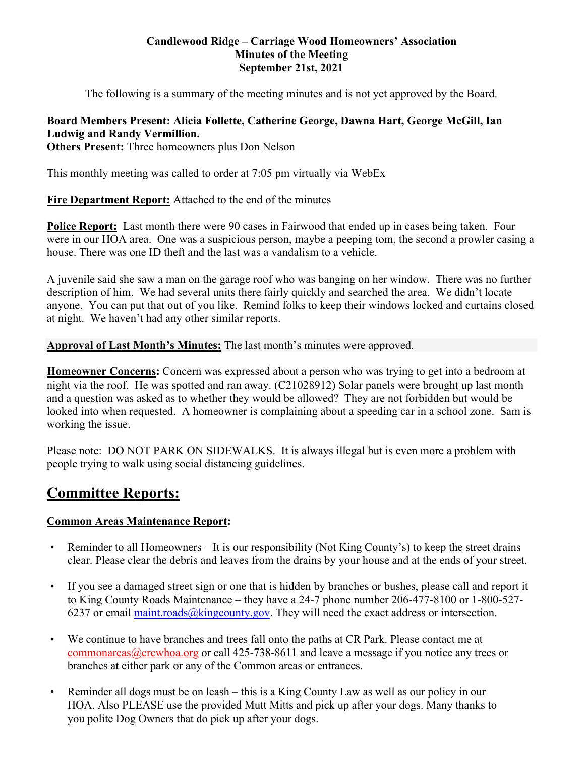**Candlewood Ridge – Carriage Wood Homeowners' Association**
**Minutes of the Meeting**
**September 21st, 2021**

The following is a summary of the meeting minutes and is not yet approved by the Board.

**Board Members Present: Alicia Follette, Catherine George, Dawna Hart, George McGill, Ian Ludwig and Randy Vermillion.**
**Others Present:** Three homeowners plus Don Nelson

This monthly meeting was called to order at 7:05 pm virtually via WebEx

**Fire Department Report:** Attached to the end of the minutes

**Police Report:** Last month there were 90 cases in Fairwood that ended up in cases being taken. Four were in our HOA area. One was a suspicious person, maybe a peeping tom, the second a prowler casing a house. There was one ID theft and the last was a vandalism to a vehicle.

A juvenile said she saw a man on the garage roof who was banging on her window. There was no further description of him. We had several units there fairly quickly and searched the area. We didn't locate anyone. You can put that out of you like. Remind folks to keep their windows locked and curtains closed at night. We haven't had any other similar reports.

**Approval of Last Month's Minutes:** The last month's minutes were approved.

**Homeowner Concerns:** Concern was expressed about a person who was trying to get into a bedroom at night via the roof. He was spotted and ran away. (C21028912) Solar panels were brought up last month and a question was asked as to whether they would be allowed? They are not forbidden but would be looked into when requested. A homeowner is complaining about a speeding car in a school zone. Sam is working the issue.

Please note: DO NOT PARK ON SIDEWALKS. It is always illegal but is even more a problem with people trying to walk using social distancing guidelines.

# Committee Reports:

**Common Areas Maintenance Report:**

- Reminder to all Homeowners – It is our responsibility (Not King County's) to keep the street drains clear. Please clear the debris and leaves from the drains by your house and at the ends of your street.
- If you see a damaged street sign or one that is hidden by branches or bushes, please call and report it to King County Roads Maintenance – they have a 24-7 phone number 206-477-8100 or 1-800-527-6237 or email maint.roads@kingcounty.gov. They will need the exact address or intersection.
- We continue to have branches and trees fall onto the paths at CR Park. Please contact me at commonareas@crcwhoa.org or call 425-738-8611 and leave a message if you notice any trees or branches at either park or any of the Common areas or entrances.
- Reminder all dogs must be on leash – this is a King County Law as well as our policy in our HOA. Also PLEASE use the provided Mutt Mitts and pick up after your dogs. Many thanks to you polite Dog Owners that do pick up after your dogs.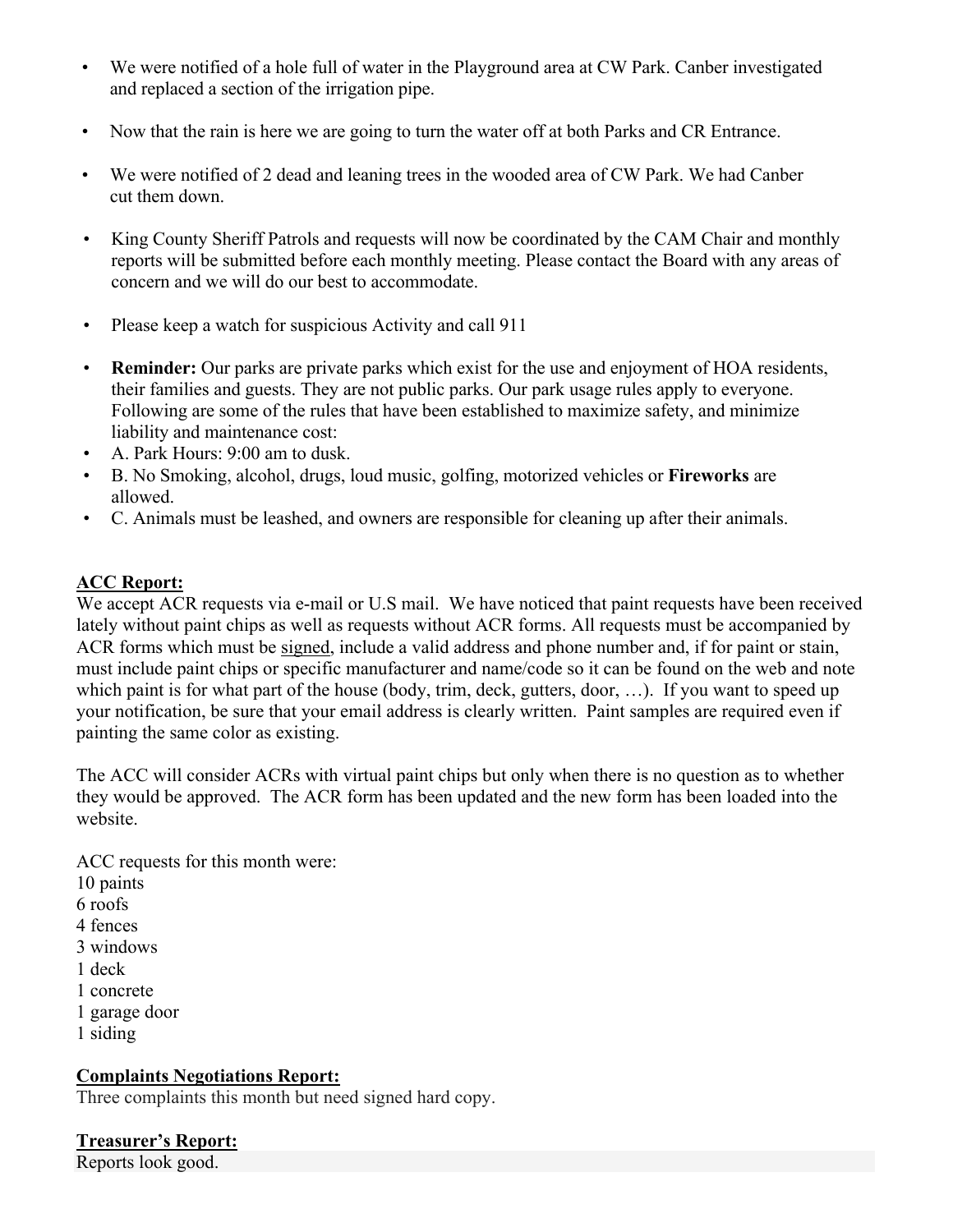- We were notified of a hole full of water in the Playground area at CW Park. Canber investigated and replaced a section of the irrigation pipe.
- Now that the rain is here we are going to turn the water off at both Parks and CR Entrance.
- We were notified of 2 dead and leaning trees in the wooded area of CW Park. We had Canber cut them down.
- King County Sheriff Patrols and requests will now be coordinated by the CAM Chair and monthly reports will be submitted before each monthly meeting. Please contact the Board with any areas of concern and we will do our best to accommodate.
- Please keep a watch for suspicious Activity and call 911
- **Reminder:** Our parks are private parks which exist for the use and enjoyment of HOA residents, their families and guests. They are not public parks. Our park usage rules apply to everyone. Following are some of the rules that have been established to maximize safety, and minimize liability and maintenance cost:
- A. Park Hours: 9:00 am to dusk.
- B. No Smoking, alcohol, drugs, loud music, golfing, motorized vehicles or **Fireworks** are allowed.
- C. Animals must be leashed, and owners are responsible for cleaning up after their animals.

**ACC Report:**

We accept ACR requests via e-mail or U.S mail. We have noticed that paint requests have been received lately without paint chips as well as requests without ACR forms. All requests must be accompanied by ACR forms which must be signed, include a valid address and phone number and, if for paint or stain, must include paint chips or specific manufacturer and name/code so it can be found on the web and note which paint is for what part of the house (body, trim, deck, gutters, door, …). If you want to speed up your notification, be sure that your email address is clearly written. Paint samples are required even if painting the same color as existing.

The ACC will consider ACRs with virtual paint chips but only when there is no question as to whether they would be approved. The ACR form has been updated and the new form has been loaded into the website.

ACC requests for this month were:
10 paints
6 roofs
4 fences
3 windows
1 deck
1 concrete
1 garage door
1 siding

**Complaints Negotiations Report:**

Three complaints this month but need signed hard copy.

**Treasurer's Report:**

Reports look good.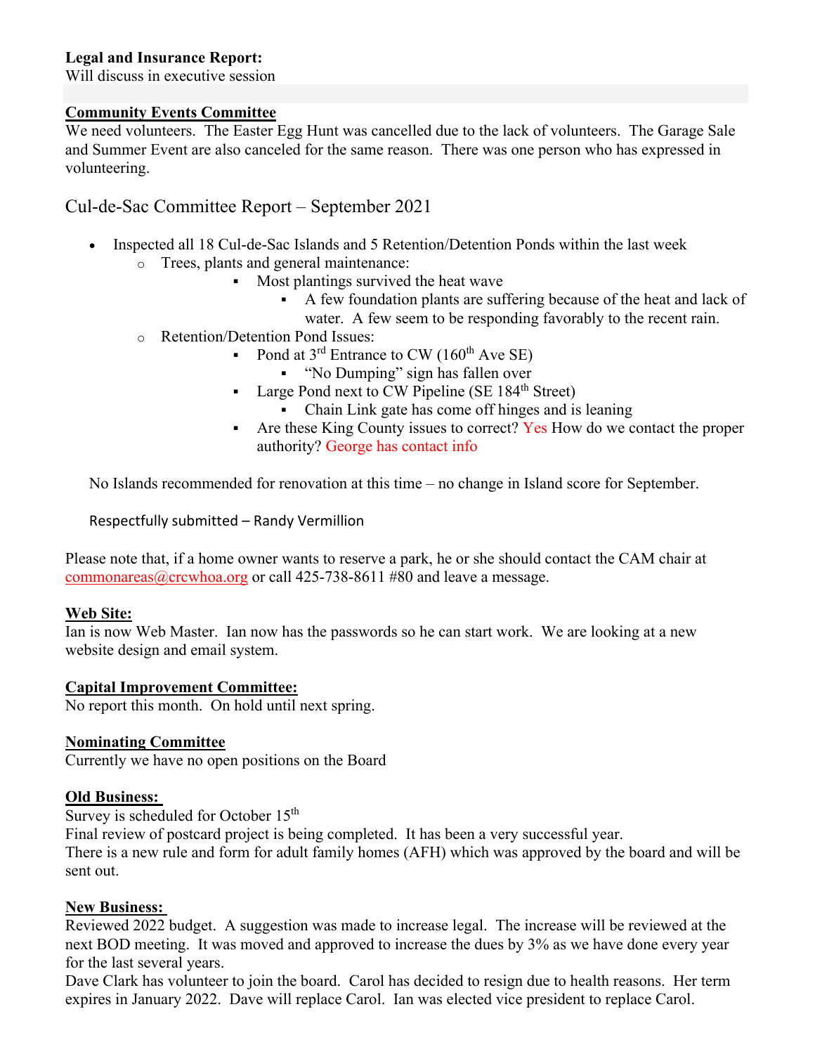**Legal and Insurance Report:**
Will discuss in executive session

**Community Events Committee**
We need volunteers. The Easter Egg Hunt was cancelled due to the lack of volunteers. The Garage Sale and Summer Event are also canceled for the same reason. There was one person who has expressed in volunteering.

## Cul-de-Sac Committee Report – September 2021

- Inspected all 18 Cul-de-Sac Islands and 5 Retention/Detention Ponds within the last week
  - Trees, plants and general maintenance:
    - Most plantings survived the heat wave
      - A few foundation plants are suffering because of the heat and lack of water. A few seem to be responding favorably to the recent rain.
  - Retention/Detention Pond Issues:
    - Pond at 3rd Entrance to CW (160th Ave SE)
      - "No Dumping" sign has fallen over
    - Large Pond next to CW Pipeline (SE 184th Street)
      - Chain Link gate has come off hinges and is leaning
    - Are these King County issues to correct? Yes How do we contact the proper authority? George has contact info

No Islands recommended for renovation at this time – no change in Island score for September.

Respectfully submitted – Randy Vermillion

Please note that, if a home owner wants to reserve a park, he or she should contact the CAM chair at commonareas@crcwhoa.org or call 425-738-8611 #80 and leave a message.

**Web Site:**
Ian is now Web Master. Ian now has the passwords so he can start work. We are looking at a new website design and email system.

**Capital Improvement Committee:**
No report this month. On hold until next spring.

**Nominating Committee**
Currently we have no open positions on the Board

**Old Business:**
Survey is scheduled for October 15th
Final review of postcard project is being completed. It has been a very successful year.
There is a new rule and form for adult family homes (AFH) which was approved by the board and will be sent out.

**New Business:**
Reviewed 2022 budget. A suggestion was made to increase legal. The increase will be reviewed at the next BOD meeting. It was moved and approved to increase the dues by 3% as we have done every year for the last several years.
Dave Clark has volunteer to join the board. Carol has decided to resign due to health reasons. Her term expires in January 2022. Dave will replace Carol. Ian was elected vice president to replace Carol.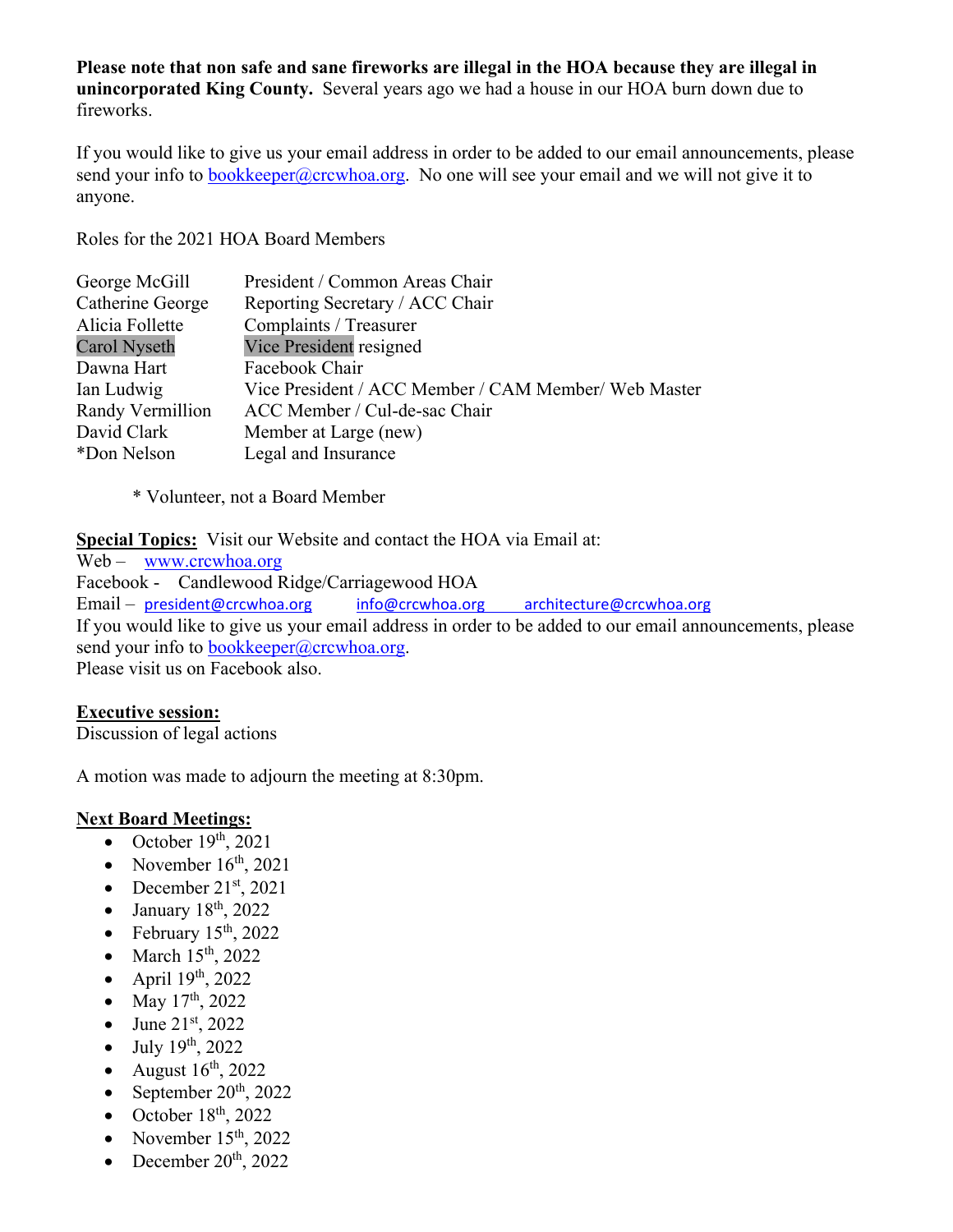**Please note that non safe and sane fireworks are illegal in the HOA because they are illegal in unincorporated King County.** Several years ago we had a house in our HOA burn down due to fireworks.

If you would like to give us your email address in order to be added to our email announcements, please send your info to bookkeeper@crcwhoa.org. No one will see your email and we will not give it to anyone.

Roles for the 2021 HOA Board Members

| | |
|---|---|
| George McGill | President / Common Areas Chair |
| Catherine George | Reporting Secretary / ACC Chair |
| Alicia Follette | Complaints / Treasurer |
| Carol Nyseth | Vice President resigned |
| Dawna Hart | Facebook Chair |
| Ian Ludwig | Vice President / ACC Member / CAM Member/ Web Master |
| Randy Vermillion | ACC Member / Cul-de-sac Chair |
| David Clark | Member at Large (new) |
| *Don Nelson | Legal and Insurance |

\* Volunteer, not a Board Member

**Special Topics:** Visit our Website and contact the HOA via Email at:
Web – www.crcwhoa.org
Facebook - Candlewood Ridge/Carriagewood HOA
Email – president@crcwhoa.org info@crcwhoa.org architecture@crcwhoa.org
If you would like to give us your email address in order to be added to our email announcements, please send your info to bookkeeper@crcwhoa.org.
Please visit us on Facebook also.

**Executive session:**
Discussion of legal actions

A motion was made to adjourn the meeting at 8:30pm.

**Next Board Meetings:**

- October 19th, 2021
- November 16th, 2021
- December 21st, 2021
- January 18th, 2022
- February 15th, 2022
- March 15th, 2022
- April 19th, 2022
- May 17th, 2022
- June 21st, 2022
- July 19th, 2022
- August 16th, 2022
- September 20th, 2022
- October 18th, 2022
- November 15th, 2022
- December 20th, 2022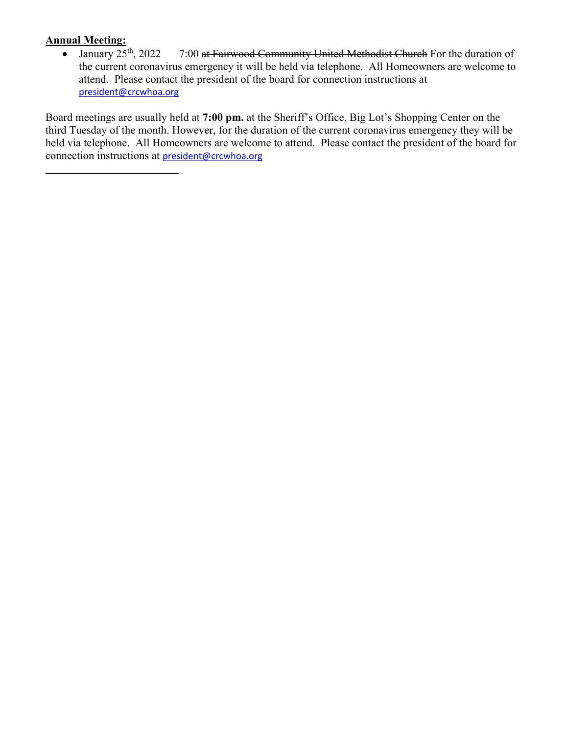**Annual Meeting:**

- January 25th, 2022 7:00 ~~at Fairwood Community United Methodist Church~~ For the duration of the current coronavirus emergency it will be held via telephone. All Homeowners are welcome to attend. Please contact the president of the board for connection instructions at president@crcwhoa.org

Board meetings are usually held at **7:00 pm.** at the Sheriff's Office, Big Lot's Shopping Center on the third Tuesday of the month. However, for the duration of the current coronavirus emergency they will be held via telephone. All Homeowners are welcome to attend. Please contact the president of the board for connection instructions at president@crcwhoa.org

---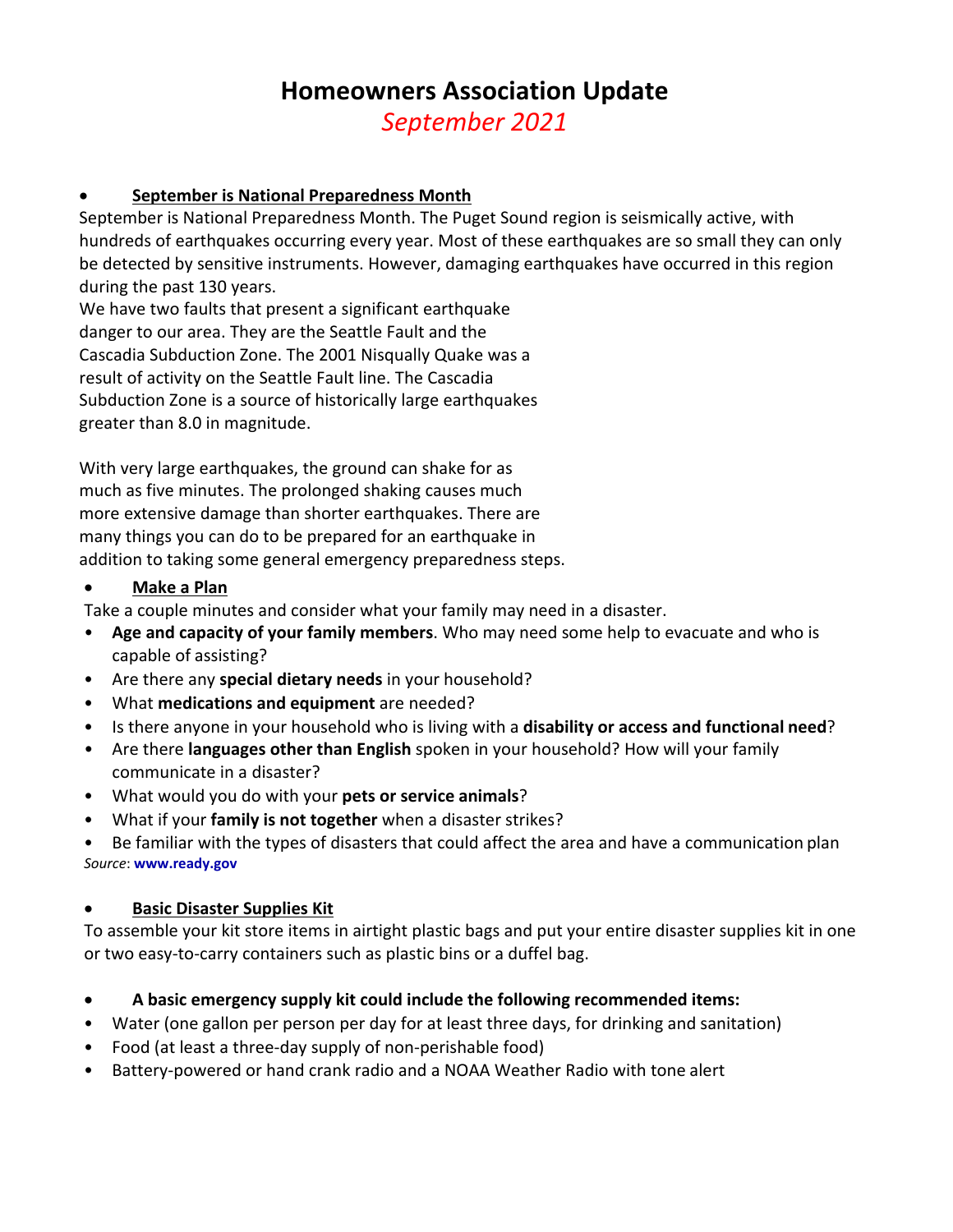# Homeowners Association Update

## *September 2021*

- **September is National Preparedness Month**

September is National Preparedness Month. The Puget Sound region is seismically active, with hundreds of earthquakes occurring every year. Most of these earthquakes are so small they can only be detected by sensitive instruments. However, damaging earthquakes have occurred in this region during the past 130 years.

We have two faults that present a significant earthquake danger to our area. They are the Seattle Fault and the Cascadia Subduction Zone. The 2001 Nisqually Quake was a result of activity on the Seattle Fault line. The Cascadia Subduction Zone is a source of historically large earthquakes greater than 8.0 in magnitude.

With very large earthquakes, the ground can shake for as much as five minutes. The prolonged shaking causes much more extensive damage than shorter earthquakes. There are many things you can do to be prepared for an earthquake in addition to taking some general emergency preparedness steps.

- **Make a Plan**

Take a couple minutes and consider what your family may need in a disaster.

- **Age and capacity of your family members**. Who may need some help to evacuate and who is capable of assisting?
- Are there any **special dietary needs** in your household?
- What **medications and equipment** are needed?
- Is there anyone in your household who is living with a **disability or access and functional need**?
- Are there **languages other than English** spoken in your household? How will your family communicate in a disaster?
- What would you do with your **pets or service animals**?
- What if your **family is not together** when a disaster strikes?
- Be familiar with the types of disasters that could affect the area and have a communication plan

*Source*: **www.ready.gov**

- **Basic Disaster Supplies Kit**

To assemble your kit store items in airtight plastic bags and put your entire disaster supplies kit in one or two easy-to-carry containers such as plastic bins or a duffel bag.

- **A basic emergency supply kit could include the following recommended items:**
- Water (one gallon per person per day for at least three days, for drinking and sanitation)
- Food (at least a three-day supply of non-perishable food)
- Battery-powered or hand crank radio and a NOAA Weather Radio with tone alert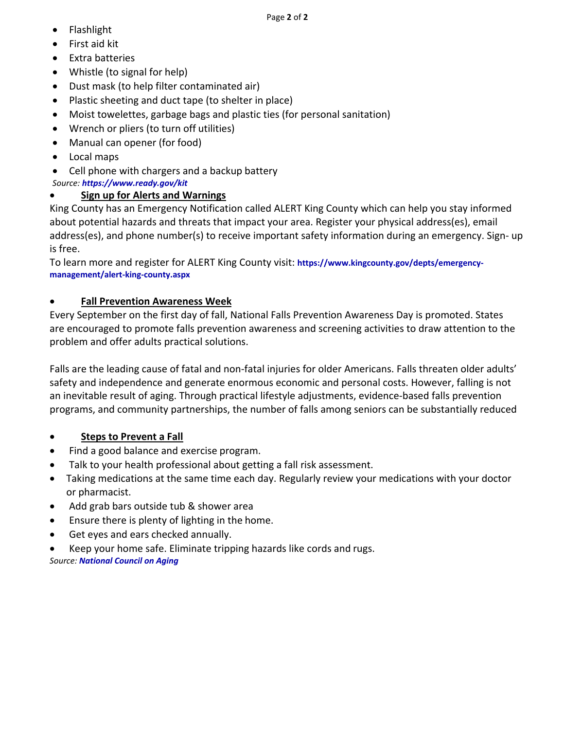- Flashlight
- First aid kit
- Extra batteries
- Whistle (to signal for help)
- Dust mask (to help filter contaminated air)
- Plastic sheeting and duct tape (to shelter in place)
- Moist towelettes, garbage bags and plastic ties (for personal sanitation)
- Wrench or pliers (to turn off utilities)
- Manual can opener (for food)
- Local maps
- Cell phone with chargers and a backup battery

*Source:* ***https://www.ready.gov/kit***

- **Sign up for Alerts and Warnings**

King County has an Emergency Notification called ALERT King County which can help you stay informed about potential hazards and threats that impact your area. Register your physical address(es), email address(es), and phone number(s) to receive important safety information during an emergency. Sign- up is free.

To learn more and register for ALERT King County visit: **https://www.kingcounty.gov/depts/emergency-management/alert-king-county.aspx**

- **Fall Prevention Awareness Week**

Every September on the first day of fall, National Falls Prevention Awareness Day is promoted. States are encouraged to promote falls prevention awareness and screening activities to draw attention to the problem and offer adults practical solutions.

Falls are the leading cause of fatal and non-fatal injuries for older Americans. Falls threaten older adults' safety and independence and generate enormous economic and personal costs. However, falling is not an inevitable result of aging. Through practical lifestyle adjustments, evidence-based falls prevention programs, and community partnerships, the number of falls among seniors can be substantially reduced

- **Steps to Prevent a Fall**
- Find a good balance and exercise program.
- Talk to your health professional about getting a fall risk assessment.
- Taking medications at the same time each day. Regularly review your medications with your doctor or pharmacist.
- Add grab bars outside tub & shower area
- Ensure there is plenty of lighting in the home.
- Get eyes and ears checked annually.
- Keep your home safe. Eliminate tripping hazards like cords and rugs.

*Source:* ***National Council on Aging***